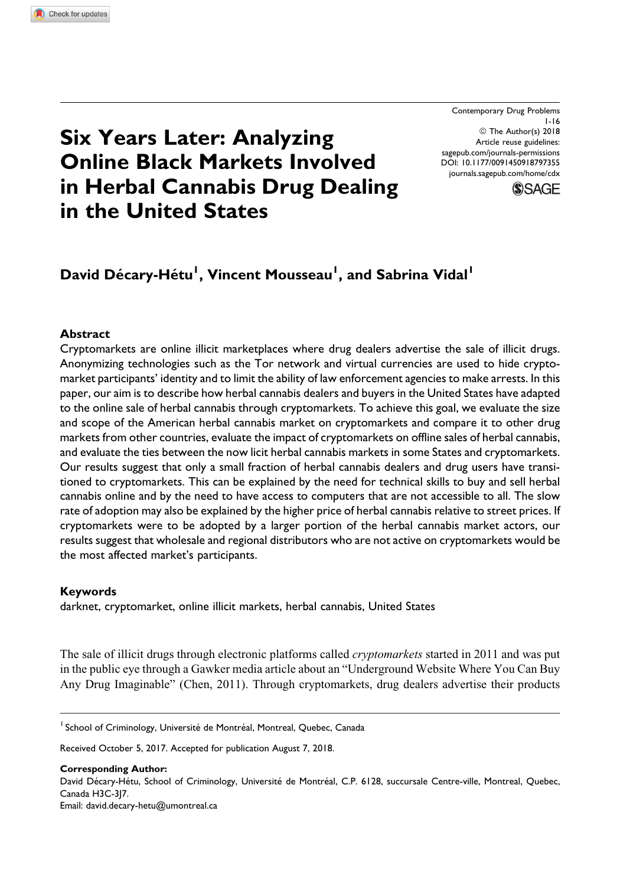# Six Years Later: Analyzing Online Black Markets Involved in Herbal Cannabis Drug Dealing in the United States

Contemporary Drug Problems
© The Author(s) 2018
Article reuse guidelines: sagepub.com/journals-permissions
DOI: 10.1177/0091450918797355
journals.sagepub.com/home/cdx

**David Décary-Hétu[1], Vincent Mousseau[1], and Sabrina Vidal[1]**

## Abstract

Cryptomarkets are online illicit marketplaces where drug dealers advertise the sale of illicit drugs. Anonymizing technologies such as the Tor network and virtual currencies are used to hide cryptomarket participants' identity and to limit the ability of law enforcement agencies to make arrests. In this paper, our aim is to describe how herbal cannabis dealers and buyers in the United States have adapted to the online sale of herbal cannabis through cryptomarkets. To achieve this goal, we evaluate the size and scope of the American herbal cannabis market on cryptomarkets and compare it to other drug markets from other countries, evaluate the impact of cryptomarkets on offline sales of herbal cannabis, and evaluate the ties between the now licit herbal cannabis markets in some States and cryptomarkets. Our results suggest that only a small fraction of herbal cannabis dealers and drug users have transitioned to cryptomarkets. This can be explained by the need for technical skills to buy and sell herbal cannabis online and by the need to have access to computers that are not accessible to all. The slow rate of adoption may also be explained by the higher price of herbal cannabis relative to street prices. If cryptomarkets were to be adopted by a larger portion of the herbal cannabis market actors, our results suggest that wholesale and regional distributors who are not active on cryptomarkets would be the most affected market's participants.

### Keywords

darknet, cryptomarket, online illicit markets, herbal cannabis, United States

The sale of illicit drugs through electronic platforms called *cryptomarkets* started in 2011 and was put in the public eye through a Gawker media article about an "Underground Website Where You Can Buy Any Drug Imaginable" (Chen, 2011). Through cryptomarkets, drug dealers advertise their products

[1] School of Criminology, Université de Montréal, Montreal, Quebec, Canada

Received October 5, 2017. Accepted for publication August 7, 2018.

**Corresponding Author:**
David Décary-Hétu, School of Criminology, Université de Montréal, C.P. 6128, succursale Centre-ville, Montreal, Quebec, Canada H3C-3J7.
Email: david.decary-hetu@umontreal.ca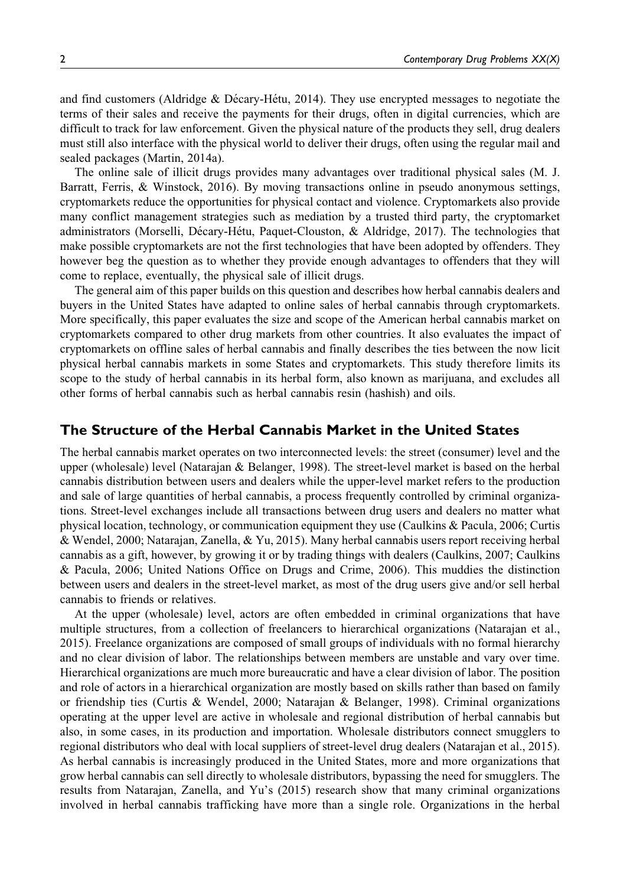and find customers (Aldridge & Décary-Hétu, 2014). They use encrypted messages to negotiate the terms of their sales and receive the payments for their drugs, often in digital currencies, which are difficult to track for law enforcement. Given the physical nature of the products they sell, drug dealers must still also interface with the physical world to deliver their drugs, often using the regular mail and sealed packages (Martin, 2014a).

The online sale of illicit drugs provides many advantages over traditional physical sales (M. J. Barratt, Ferris, & Winstock, 2016). By moving transactions online in pseudo anonymous settings, cryptomarkets reduce the opportunities for physical contact and violence. Cryptomarkets also provide many conflict management strategies such as mediation by a trusted third party, the cryptomarket administrators (Morselli, Décary-Hétu, Paquet-Clouston, & Aldridge, 2017). The technologies that make possible cryptomarkets are not the first technologies that have been adopted by offenders. They however beg the question as to whether they provide enough advantages to offenders that they will come to replace, eventually, the physical sale of illicit drugs.

The general aim of this paper builds on this question and describes how herbal cannabis dealers and buyers in the United States have adapted to online sales of herbal cannabis through cryptomarkets. More specifically, this paper evaluates the size and scope of the American herbal cannabis market on cryptomarkets compared to other drug markets from other countries. It also evaluates the impact of cryptomarkets on offline sales of herbal cannabis and finally describes the ties between the now licit physical herbal cannabis markets in some States and cryptomarkets. This study therefore limits its scope to the study of herbal cannabis in its herbal form, also known as marijuana, and excludes all other forms of herbal cannabis such as herbal cannabis resin (hashish) and oils.

## The Structure of the Herbal Cannabis Market in the United States

The herbal cannabis market operates on two interconnected levels: the street (consumer) level and the upper (wholesale) level (Natarajan & Belanger, 1998). The street-level market is based on the herbal cannabis distribution between users and dealers while the upper-level market refers to the production and sale of large quantities of herbal cannabis, a process frequently controlled by criminal organizations. Street-level exchanges include all transactions between drug users and dealers no matter what physical location, technology, or communication equipment they use (Caulkins & Pacula, 2006; Curtis & Wendel, 2000; Natarajan, Zanella, & Yu, 2015). Many herbal cannabis users report receiving herbal cannabis as a gift, however, by growing it or by trading things with dealers (Caulkins, 2007; Caulkins & Pacula, 2006; United Nations Office on Drugs and Crime, 2006). This muddies the distinction between users and dealers in the street-level market, as most of the drug users give and/or sell herbal cannabis to friends or relatives.

At the upper (wholesale) level, actors are often embedded in criminal organizations that have multiple structures, from a collection of freelancers to hierarchical organizations (Natarajan et al., 2015). Freelance organizations are composed of small groups of individuals with no formal hierarchy and no clear division of labor. The relationships between members are unstable and vary over time. Hierarchical organizations are much more bureaucratic and have a clear division of labor. The position and role of actors in a hierarchical organization are mostly based on skills rather than based on family or friendship ties (Curtis & Wendel, 2000; Natarajan & Belanger, 1998). Criminal organizations operating at the upper level are active in wholesale and regional distribution of herbal cannabis but also, in some cases, in its production and importation. Wholesale distributors connect smugglers to regional distributors who deal with local suppliers of street-level drug dealers (Natarajan et al., 2015). As herbal cannabis is increasingly produced in the United States, more and more organizations that grow herbal cannabis can sell directly to wholesale distributors, bypassing the need for smugglers. The results from Natarajan, Zanella, and Yu's (2015) research show that many criminal organizations involved in herbal cannabis trafficking have more than a single role. Organizations in the herbal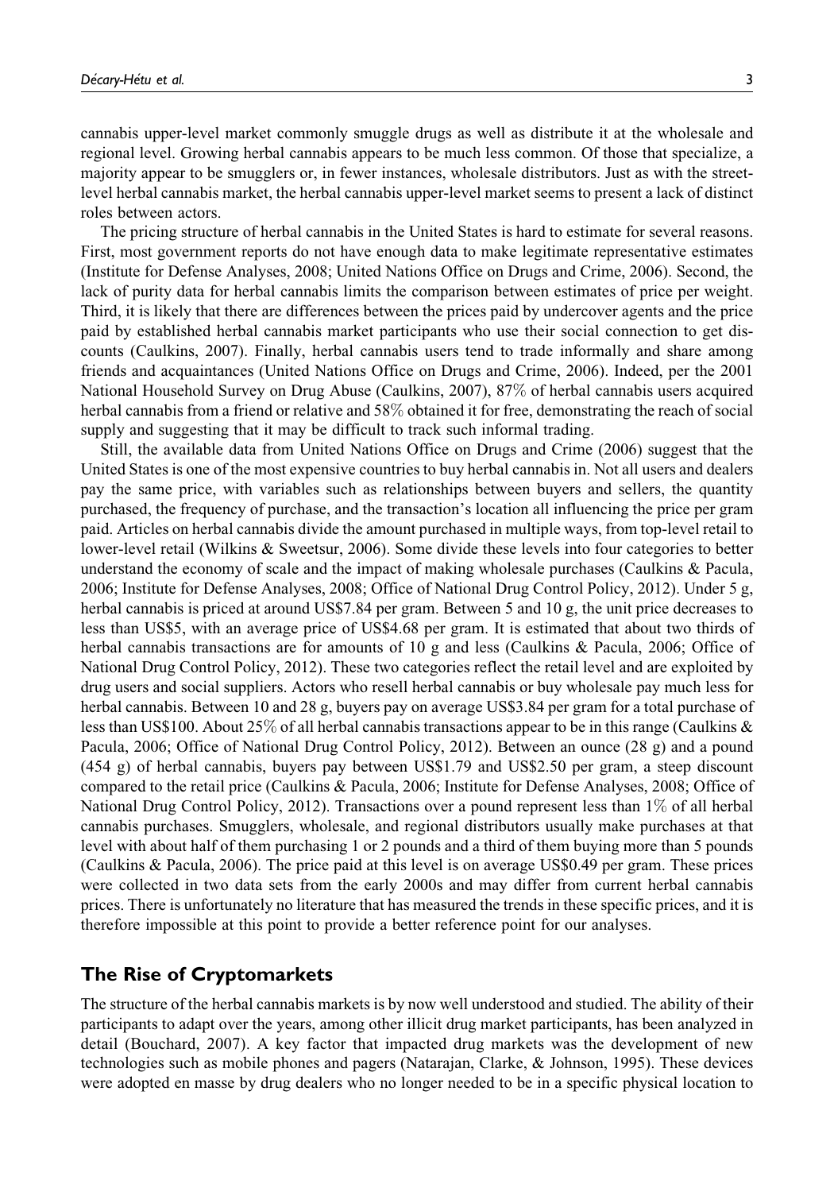cannabis upper-level market commonly smuggle drugs as well as distribute it at the wholesale and regional level. Growing herbal cannabis appears to be much less common. Of those that specialize, a majority appear to be smugglers or, in fewer instances, wholesale distributors. Just as with the street-level herbal cannabis market, the herbal cannabis upper-level market seems to present a lack of distinct roles between actors.

The pricing structure of herbal cannabis in the United States is hard to estimate for several reasons. First, most government reports do not have enough data to make legitimate representative estimates (Institute for Defense Analyses, 2008; United Nations Office on Drugs and Crime, 2006). Second, the lack of purity data for herbal cannabis limits the comparison between estimates of price per weight. Third, it is likely that there are differences between the prices paid by undercover agents and the price paid by established herbal cannabis market participants who use their social connection to get discounts (Caulkins, 2007). Finally, herbal cannabis users tend to trade informally and share among friends and acquaintances (United Nations Office on Drugs and Crime, 2006). Indeed, per the 2001 National Household Survey on Drug Abuse (Caulkins, 2007), 87% of herbal cannabis users acquired herbal cannabis from a friend or relative and 58% obtained it for free, demonstrating the reach of social supply and suggesting that it may be difficult to track such informal trading.

Still, the available data from United Nations Office on Drugs and Crime (2006) suggest that the United States is one of the most expensive countries to buy herbal cannabis in. Not all users and dealers pay the same price, with variables such as relationships between buyers and sellers, the quantity purchased, the frequency of purchase, and the transaction's location all influencing the price per gram paid. Articles on herbal cannabis divide the amount purchased in multiple ways, from top-level retail to lower-level retail (Wilkins & Sweetsur, 2006). Some divide these levels into four categories to better understand the economy of scale and the impact of making wholesale purchases (Caulkins & Pacula, 2006; Institute for Defense Analyses, 2008; Office of National Drug Control Policy, 2012). Under 5 g, herbal cannabis is priced at around US$7.84 per gram. Between 5 and 10 g, the unit price decreases to less than US$5, with an average price of US$4.68 per gram. It is estimated that about two thirds of herbal cannabis transactions are for amounts of 10 g and less (Caulkins & Pacula, 2006; Office of National Drug Control Policy, 2012). These two categories reflect the retail level and are exploited by drug users and social suppliers. Actors who resell herbal cannabis or buy wholesale pay much less for herbal cannabis. Between 10 and 28 g, buyers pay on average US$3.84 per gram for a total purchase of less than US$100. About 25% of all herbal cannabis transactions appear to be in this range (Caulkins & Pacula, 2006; Office of National Drug Control Policy, 2012). Between an ounce (28 g) and a pound (454 g) of herbal cannabis, buyers pay between US$1.79 and US$2.50 per gram, a steep discount compared to the retail price (Caulkins & Pacula, 2006; Institute for Defense Analyses, 2008; Office of National Drug Control Policy, 2012). Transactions over a pound represent less than 1% of all herbal cannabis purchases. Smugglers, wholesale, and regional distributors usually make purchases at that level with about half of them purchasing 1 or 2 pounds and a third of them buying more than 5 pounds (Caulkins & Pacula, 2006). The price paid at this level is on average US$0.49 per gram. These prices were collected in two data sets from the early 2000s and may differ from current herbal cannabis prices. There is unfortunately no literature that has measured the trends in these specific prices, and it is therefore impossible at this point to provide a better reference point for our analyses.

## The Rise of Cryptomarkets

The structure of the herbal cannabis markets is by now well understood and studied. The ability of their participants to adapt over the years, among other illicit drug market participants, has been analyzed in detail (Bouchard, 2007). A key factor that impacted drug markets was the development of new technologies such as mobile phones and pagers (Natarajan, Clarke, & Johnson, 1995). These devices were adopted en masse by drug dealers who no longer needed to be in a specific physical location to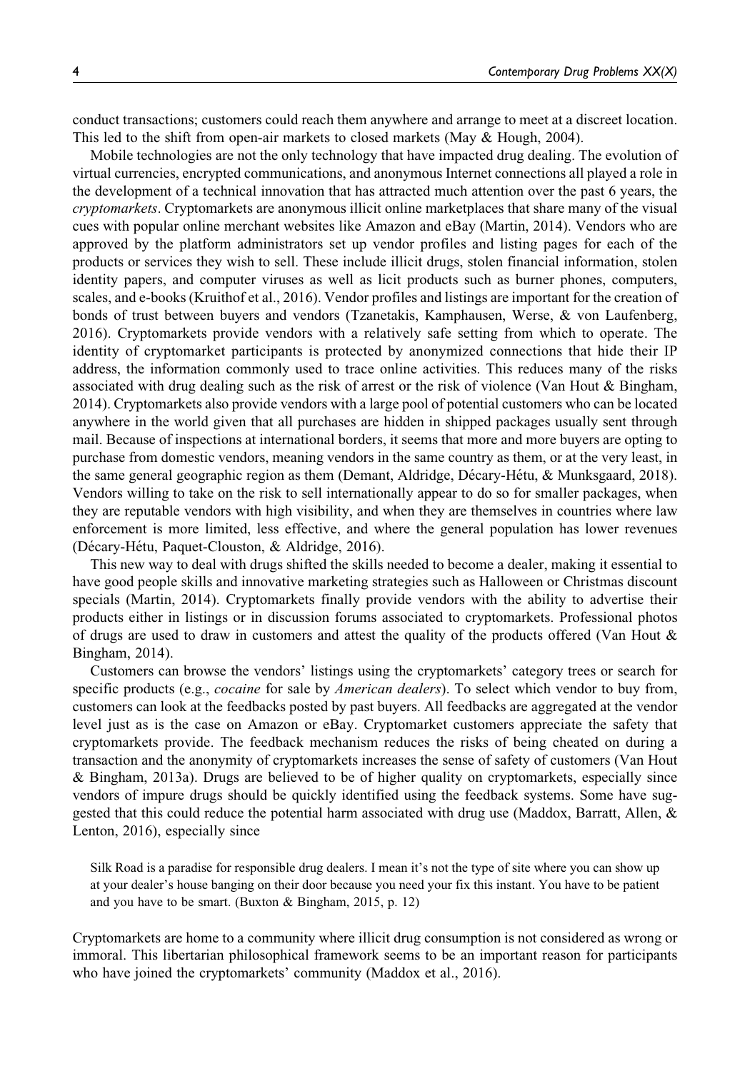conduct transactions; customers could reach them anywhere and arrange to meet at a discreet location. This led to the shift from open-air markets to closed markets (May & Hough, 2004).

Mobile technologies are not the only technology that have impacted drug dealing. The evolution of virtual currencies, encrypted communications, and anonymous Internet connections all played a role in the development of a technical innovation that has attracted much attention over the past 6 years, the *cryptomarkets*. Cryptomarkets are anonymous illicit online marketplaces that share many of the visual cues with popular online merchant websites like Amazon and eBay (Martin, 2014). Vendors who are approved by the platform administrators set up vendor profiles and listing pages for each of the products or services they wish to sell. These include illicit drugs, stolen financial information, stolen identity papers, and computer viruses as well as licit products such as burner phones, computers, scales, and e-books (Kruithof et al., 2016). Vendor profiles and listings are important for the creation of bonds of trust between buyers and vendors (Tzanetakis, Kamphausen, Werse, & von Laufenberg, 2016). Cryptomarkets provide vendors with a relatively safe setting from which to operate. The identity of cryptomarket participants is protected by anonymized connections that hide their IP address, the information commonly used to trace online activities. This reduces many of the risks associated with drug dealing such as the risk of arrest or the risk of violence (Van Hout & Bingham, 2014). Cryptomarkets also provide vendors with a large pool of potential customers who can be located anywhere in the world given that all purchases are hidden in shipped packages usually sent through mail. Because of inspections at international borders, it seems that more and more buyers are opting to purchase from domestic vendors, meaning vendors in the same country as them, or at the very least, in the same general geographic region as them (Demant, Aldridge, Décary-Hétu, & Munksgaard, 2018). Vendors willing to take on the risk to sell internationally appear to do so for smaller packages, when they are reputable vendors with high visibility, and when they are themselves in countries where law enforcement is more limited, less effective, and where the general population has lower revenues (Décary-Hétu, Paquet-Clouston, & Aldridge, 2016).

This new way to deal with drugs shifted the skills needed to become a dealer, making it essential to have good people skills and innovative marketing strategies such as Halloween or Christmas discount specials (Martin, 2014). Cryptomarkets finally provide vendors with the ability to advertise their products either in listings or in discussion forums associated to cryptomarkets. Professional photos of drugs are used to draw in customers and attest the quality of the products offered (Van Hout & Bingham, 2014).

Customers can browse the vendors' listings using the cryptomarkets' category trees or search for specific products (e.g., *cocaine* for sale by *American dealers*). To select which vendor to buy from, customers can look at the feedbacks posted by past buyers. All feedbacks are aggregated at the vendor level just as is the case on Amazon or eBay. Cryptomarket customers appreciate the safety that cryptomarkets provide. The feedback mechanism reduces the risks of being cheated on during a transaction and the anonymity of cryptomarkets increases the sense of safety of customers (Van Hout & Bingham, 2013a). Drugs are believed to be of higher quality on cryptomarkets, especially since vendors of impure drugs should be quickly identified using the feedback systems. Some have suggested that this could reduce the potential harm associated with drug use (Maddox, Barratt, Allen, & Lenton, 2016), especially since

> Silk Road is a paradise for responsible drug dealers. I mean it's not the type of site where you can show up at your dealer's house banging on their door because you need your fix this instant. You have to be patient and you have to be smart. (Buxton & Bingham, 2015, p. 12)

Cryptomarkets are home to a community where illicit drug consumption is not considered as wrong or immoral. This libertarian philosophical framework seems to be an important reason for participants who have joined the cryptomarkets' community (Maddox et al., 2016).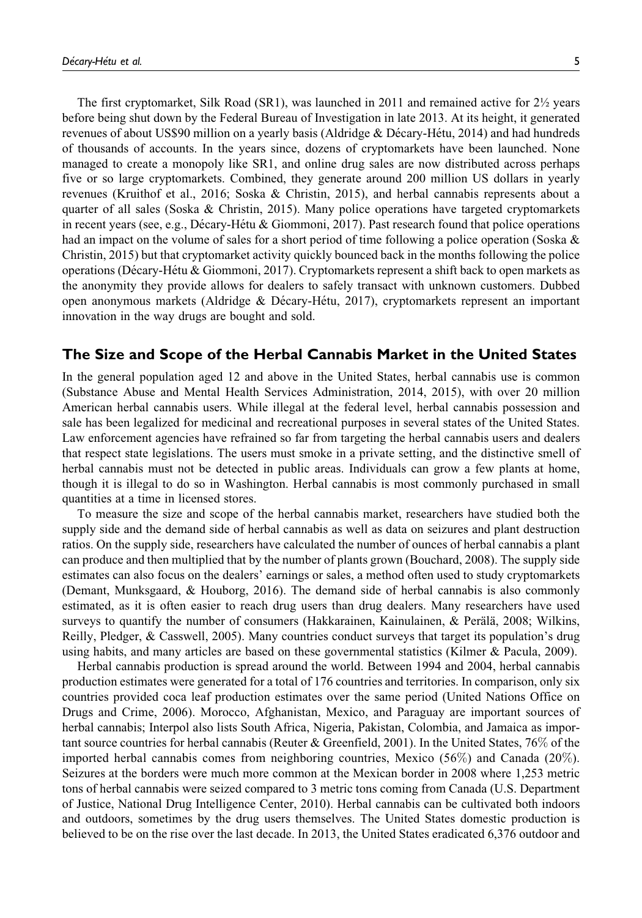The first cryptomarket, Silk Road (SR1), was launched in 2011 and remained active for 2½ years before being shut down by the Federal Bureau of Investigation in late 2013. At its height, it generated revenues of about US$90 million on a yearly basis (Aldridge & Décary-Hétu, 2014) and had hundreds of thousands of accounts. In the years since, dozens of cryptomarkets have been launched. None managed to create a monopoly like SR1, and online drug sales are now distributed across perhaps five or so large cryptomarkets. Combined, they generate around 200 million US dollars in yearly revenues (Kruithof et al., 2016; Soska & Christin, 2015), and herbal cannabis represents about a quarter of all sales (Soska & Christin, 2015). Many police operations have targeted cryptomarkets in recent years (see, e.g., Décary-Hétu & Giommoni, 2017). Past research found that police operations had an impact on the volume of sales for a short period of time following a police operation (Soska & Christin, 2015) but that cryptomarket activity quickly bounced back in the months following the police operations (Décary-Hétu & Giommoni, 2017). Cryptomarkets represent a shift back to open markets as the anonymity they provide allows for dealers to safely transact with unknown customers. Dubbed open anonymous markets (Aldridge & Décary-Hétu, 2017), cryptomarkets represent an important innovation in the way drugs are bought and sold.

## The Size and Scope of the Herbal Cannabis Market in the United States

In the general population aged 12 and above in the United States, herbal cannabis use is common (Substance Abuse and Mental Health Services Administration, 2014, 2015), with over 20 million American herbal cannabis users. While illegal at the federal level, herbal cannabis possession and sale has been legalized for medicinal and recreational purposes in several states of the United States. Law enforcement agencies have refrained so far from targeting the herbal cannabis users and dealers that respect state legislations. The users must smoke in a private setting, and the distinctive smell of herbal cannabis must not be detected in public areas. Individuals can grow a few plants at home, though it is illegal to do so in Washington. Herbal cannabis is most commonly purchased in small quantities at a time in licensed stores.

To measure the size and scope of the herbal cannabis market, researchers have studied both the supply side and the demand side of herbal cannabis as well as data on seizures and plant destruction ratios. On the supply side, researchers have calculated the number of ounces of herbal cannabis a plant can produce and then multiplied that by the number of plants grown (Bouchard, 2008). The supply side estimates can also focus on the dealers' earnings or sales, a method often used to study cryptomarkets (Demant, Munksgaard, & Houborg, 2016). The demand side of herbal cannabis is also commonly estimated, as it is often easier to reach drug users than drug dealers. Many researchers have used surveys to quantify the number of consumers (Hakkarainen, Kainulainen, & Perälä, 2008; Wilkins, Reilly, Pledger, & Casswell, 2005). Many countries conduct surveys that target its population's drug using habits, and many articles are based on these governmental statistics (Kilmer & Pacula, 2009).

Herbal cannabis production is spread around the world. Between 1994 and 2004, herbal cannabis production estimates were generated for a total of 176 countries and territories. In comparison, only six countries provided coca leaf production estimates over the same period (United Nations Office on Drugs and Crime, 2006). Morocco, Afghanistan, Mexico, and Paraguay are important sources of herbal cannabis; Interpol also lists South Africa, Nigeria, Pakistan, Colombia, and Jamaica as important source countries for herbal cannabis (Reuter & Greenfield, 2001). In the United States, 76% of the imported herbal cannabis comes from neighboring countries, Mexico (56%) and Canada (20%). Seizures at the borders were much more common at the Mexican border in 2008 where 1,253 metric tons of herbal cannabis were seized compared to 3 metric tons coming from Canada (U.S. Department of Justice, National Drug Intelligence Center, 2010). Herbal cannabis can be cultivated both indoors and outdoors, sometimes by the drug users themselves. The United States domestic production is believed to be on the rise over the last decade. In 2013, the United States eradicated 6,376 outdoor and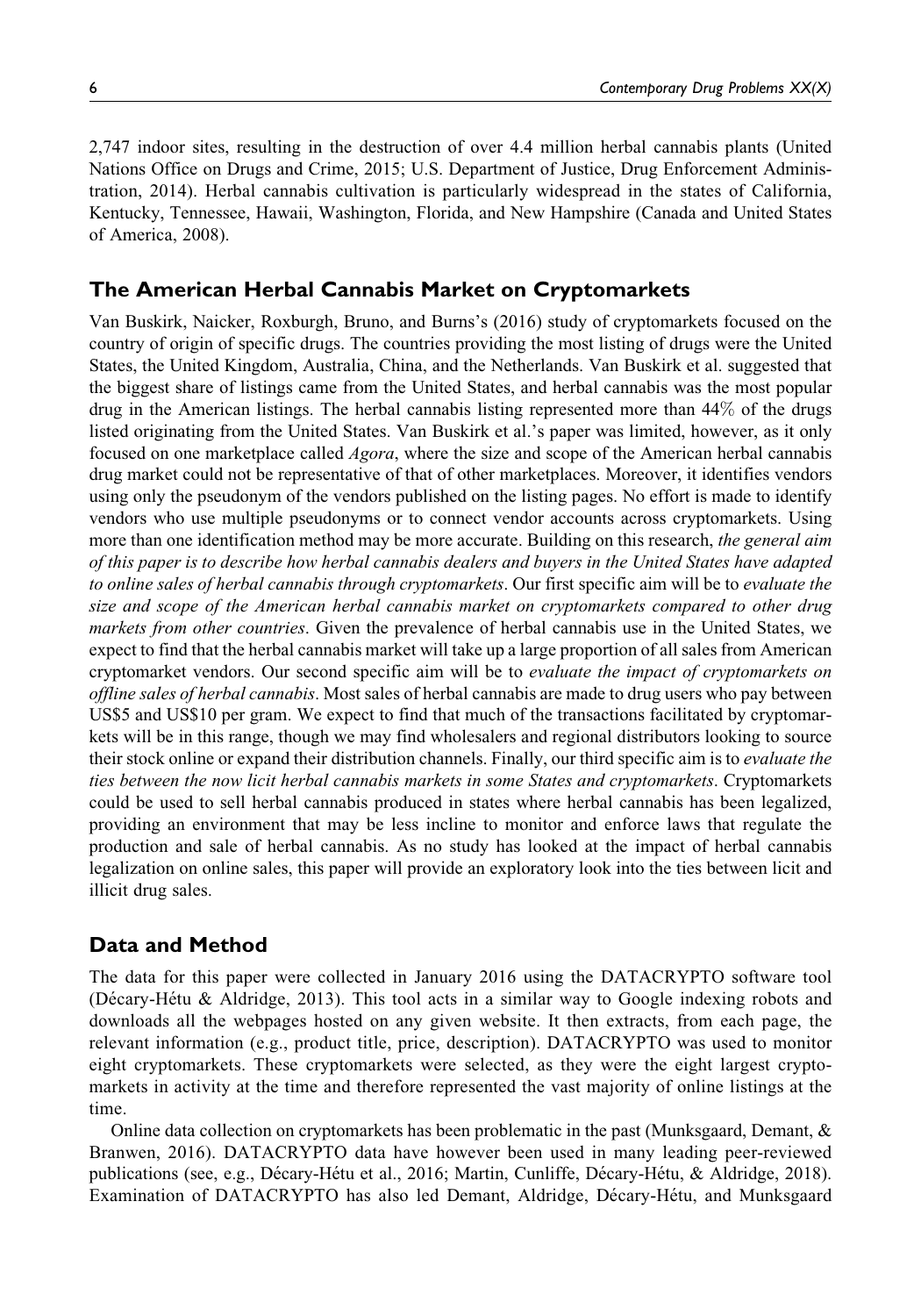2,747 indoor sites, resulting in the destruction of over 4.4 million herbal cannabis plants (United Nations Office on Drugs and Crime, 2015; U.S. Department of Justice, Drug Enforcement Administration, 2014). Herbal cannabis cultivation is particularly widespread in the states of California, Kentucky, Tennessee, Hawaii, Washington, Florida, and New Hampshire (Canada and United States of America, 2008).

## The American Herbal Cannabis Market on Cryptomarkets

Van Buskirk, Naicker, Roxburgh, Bruno, and Burns's (2016) study of cryptomarkets focused on the country of origin of specific drugs. The countries providing the most listing of drugs were the United States, the United Kingdom, Australia, China, and the Netherlands. Van Buskirk et al. suggested that the biggest share of listings came from the United States, and herbal cannabis was the most popular drug in the American listings. The herbal cannabis listing represented more than 44% of the drugs listed originating from the United States. Van Buskirk et al.'s paper was limited, however, as it only focused on one marketplace called *Agora*, where the size and scope of the American herbal cannabis drug market could not be representative of that of other marketplaces. Moreover, it identifies vendors using only the pseudonym of the vendors published on the listing pages. No effort is made to identify vendors who use multiple pseudonyms or to connect vendor accounts across cryptomarkets. Using more than one identification method may be more accurate. Building on this research, *the general aim of this paper is to describe how herbal cannabis dealers and buyers in the United States have adapted to online sales of herbal cannabis through cryptomarkets*. Our first specific aim will be to *evaluate the size and scope of the American herbal cannabis market on cryptomarkets compared to other drug markets from other countries*. Given the prevalence of herbal cannabis use in the United States, we expect to find that the herbal cannabis market will take up a large proportion of all sales from American cryptomarket vendors. Our second specific aim will be to *evaluate the impact of cryptomarkets on offline sales of herbal cannabis*. Most sales of herbal cannabis are made to drug users who pay between US$5 and US$10 per gram. We expect to find that much of the transactions facilitated by cryptomarkets will be in this range, though we may find wholesalers and regional distributors looking to source their stock online or expand their distribution channels. Finally, our third specific aim is to *evaluate the ties between the now licit herbal cannabis markets in some States and cryptomarkets*. Cryptomarkets could be used to sell herbal cannabis produced in states where herbal cannabis has been legalized, providing an environment that may be less incline to monitor and enforce laws that regulate the production and sale of herbal cannabis. As no study has looked at the impact of herbal cannabis legalization on online sales, this paper will provide an exploratory look into the ties between licit and illicit drug sales.

## Data and Method

The data for this paper were collected in January 2016 using the DATACRYPTO software tool (Décary-Hétu & Aldridge, 2013). This tool acts in a similar way to Google indexing robots and downloads all the webpages hosted on any given website. It then extracts, from each page, the relevant information (e.g., product title, price, description). DATACRYPTO was used to monitor eight cryptomarkets. These cryptomarkets were selected, as they were the eight largest cryptomarkets in activity at the time and therefore represented the vast majority of online listings at the time.

Online data collection on cryptomarkets has been problematic in the past (Munksgaard, Demant, & Branwen, 2016). DATACRYPTO data have however been used in many leading peer-reviewed publications (see, e.g., Décary-Hétu et al., 2016; Martin, Cunliffe, Décary-Hétu, & Aldridge, 2018). Examination of DATACRYPTO has also led Demant, Aldridge, Décary-Hétu, and Munksgaard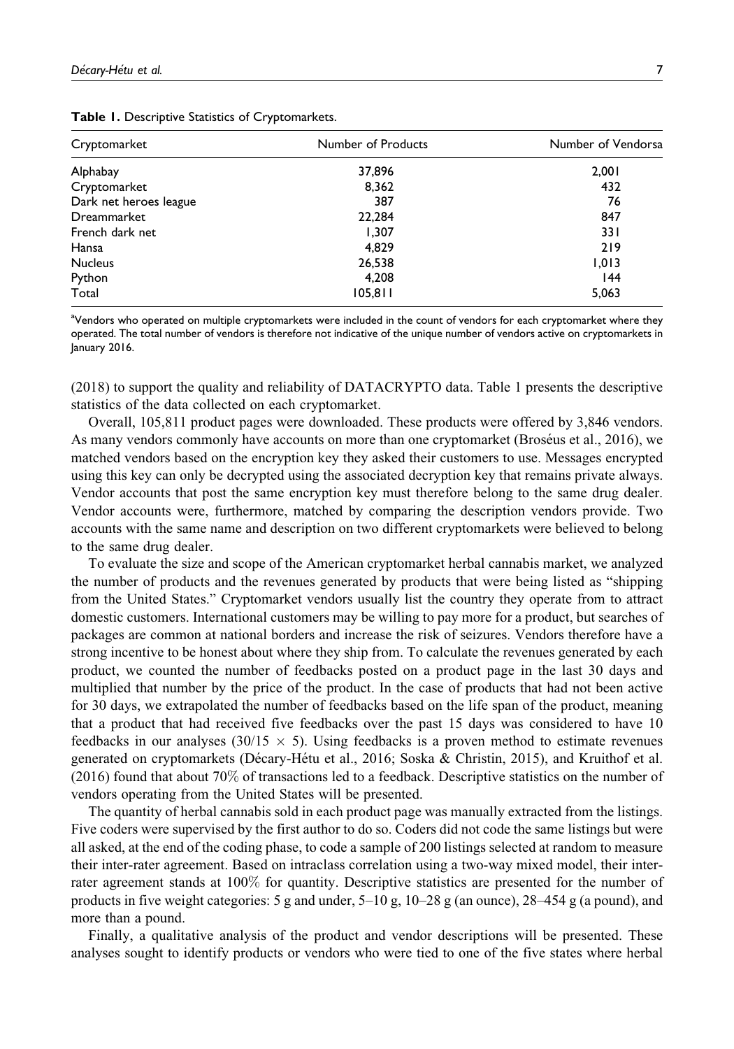**Table 1.** Descriptive Statistics of Cryptomarkets.

| Cryptomarket | Number of Products | Number of Vendors[a] |
|---|---|---|
| Alphabay | 37,896 | 2,001 |
| Cryptomarket | 8,362 | 432 |
| Dark net heroes league | 387 | 76 |
| Dreammarket | 22,284 | 847 |
| French dark net | 1,307 | 331 |
| Hansa | 4,829 | 219 |
| Nucleus | 26,538 | 1,013 |
| Python | 4,208 | 144 |
| Total | 105,811 | 5,063 |

[a]Vendors who operated on multiple cryptomarkets were included in the count of vendors for each cryptomarket where they operated. The total number of vendors is therefore not indicative of the unique number of vendors active on cryptomarkets in January 2016.

(2018) to support the quality and reliability of DATACRYPTO data. Table 1 presents the descriptive statistics of the data collected on each cryptomarket.

Overall, 105,811 product pages were downloaded. These products were offered by 3,846 vendors. As many vendors commonly have accounts on more than one cryptomarket (Broséus et al., 2016), we matched vendors based on the encryption key they asked their customers to use. Messages encrypted using this key can only be decrypted using the associated decryption key that remains private always. Vendor accounts that post the same encryption key must therefore belong to the same drug dealer. Vendor accounts were, furthermore, matched by comparing the description vendors provide. Two accounts with the same name and description on two different cryptomarkets were believed to belong to the same drug dealer.

To evaluate the size and scope of the American cryptomarket herbal cannabis market, we analyzed the number of products and the revenues generated by products that were being listed as "shipping from the United States." Cryptomarket vendors usually list the country they operate from to attract domestic customers. International customers may be willing to pay more for a product, but searches of packages are common at national borders and increase the risk of seizures. Vendors therefore have a strong incentive to be honest about where they ship from. To calculate the revenues generated by each product, we counted the number of feedbacks posted on a product page in the last 30 days and multiplied that number by the price of the product. In the case of products that had not been active for 30 days, we extrapolated the number of feedbacks based on the life span of the product, meaning that a product that had received five feedbacks over the past 15 days was considered to have 10 feedbacks in our analyses ($30/15 \times 5$). Using feedbacks is a proven method to estimate revenues generated on cryptomarkets (Décary-Hétu et al., 2016; Soska & Christin, 2015), and Kruithof et al. (2016) found that about 70% of transactions led to a feedback. Descriptive statistics on the number of vendors operating from the United States will be presented.

The quantity of herbal cannabis sold in each product page was manually extracted from the listings. Five coders were supervised by the first author to do so. Coders did not code the same listings but were all asked, at the end of the coding phase, to code a sample of 200 listings selected at random to measure their inter-rater agreement. Based on intraclass correlation using a two-way mixed model, their inter-rater agreement stands at 100% for quantity. Descriptive statistics are presented for the number of products in five weight categories: 5 g and under, 5–10 g, 10–28 g (an ounce), 28–454 g (a pound), and more than a pound.

Finally, a qualitative analysis of the product and vendor descriptions will be presented. These analyses sought to identify products or vendors who were tied to one of the five states where herbal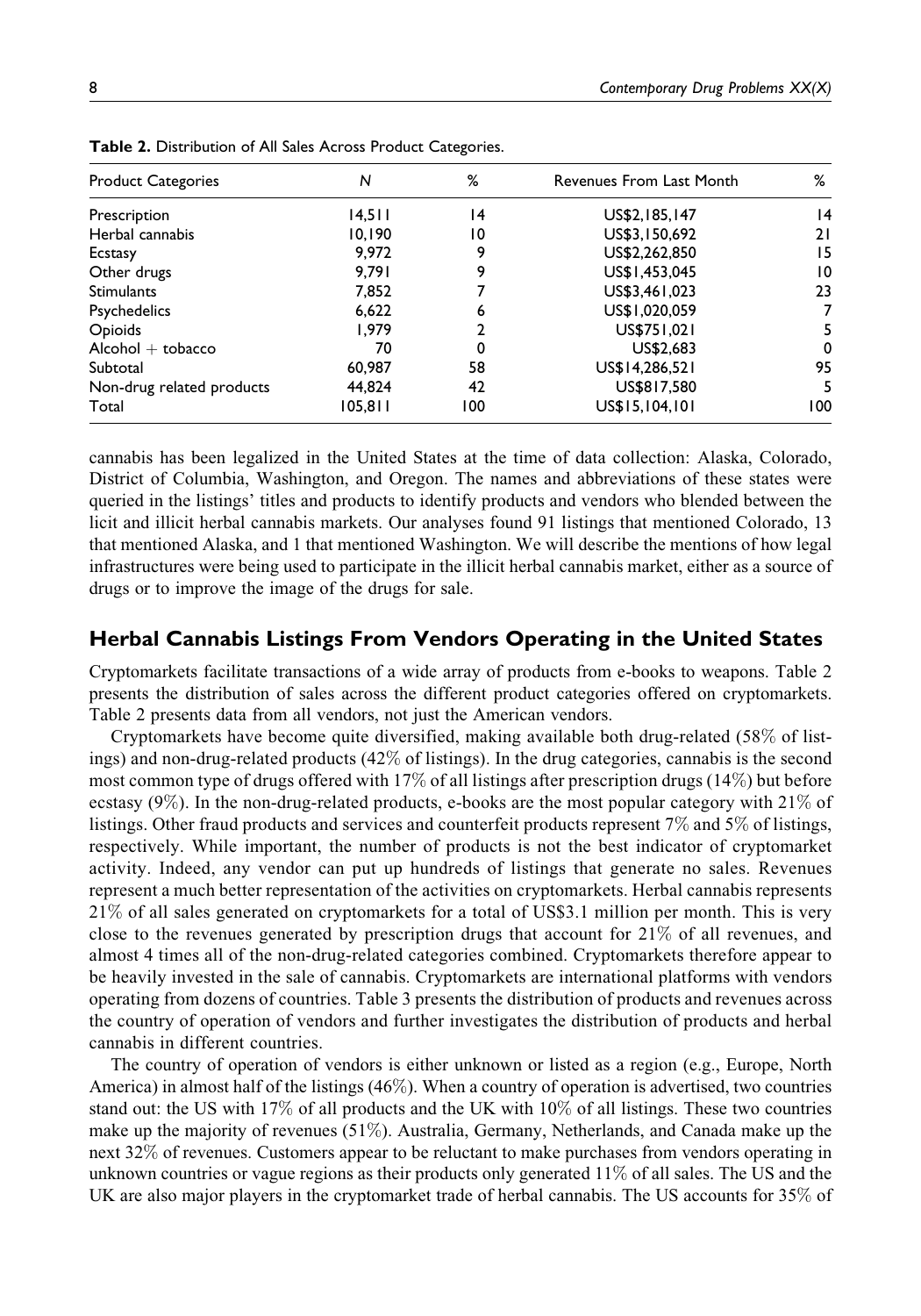**Table 2.** Distribution of All Sales Across Product Categories.

| Product Categories | N | % | Revenues From Last Month | % |
|---|---|---|---|---|
| Prescription | 14,511 | 14 | US$2,185,147 | 14 |
| Herbal cannabis | 10,190 | 10 | US$3,150,692 | 21 |
| Ecstasy | 9,972 | 9 | US$2,262,850 | 15 |
| Other drugs | 9,791 | 9 | US$1,453,045 | 10 |
| Stimulants | 7,852 | 7 | US$3,461,023 | 23 |
| Psychedelics | 6,622 | 6 | US$1,020,059 | 7 |
| Opioids | 1,979 | 2 | US$751,021 | 5 |
| Alcohol + tobacco | 70 | 0 | US$2,683 | 0 |
| Subtotal | 60,987 | 58 | US$14,286,521 | 95 |
| Non-drug related products | 44,824 | 42 | US$817,580 | 5 |
| Total | 105,811 | 100 | US$15,104,101 | 100 |

cannabis has been legalized in the United States at the time of data collection: Alaska, Colorado, District of Columbia, Washington, and Oregon. The names and abbreviations of these states were queried in the listings' titles and products to identify products and vendors who blended between the licit and illicit herbal cannabis markets. Our analyses found 91 listings that mentioned Colorado, 13 that mentioned Alaska, and 1 that mentioned Washington. We will describe the mentions of how legal infrastructures were being used to participate in the illicit herbal cannabis market, either as a source of drugs or to improve the image of the drugs for sale.

## Herbal Cannabis Listings From Vendors Operating in the United States

Cryptomarkets facilitate transactions of a wide array of products from e-books to weapons. Table 2 presents the distribution of sales across the different product categories offered on cryptomarkets. Table 2 presents data from all vendors, not just the American vendors.

Cryptomarkets have become quite diversified, making available both drug-related (58% of listings) and non-drug-related products (42% of listings). In the drug categories, cannabis is the second most common type of drugs offered with 17% of all listings after prescription drugs (14%) but before ecstasy (9%). In the non-drug-related products, e-books are the most popular category with 21% of listings. Other fraud products and services and counterfeit products represent 7% and 5% of listings, respectively. While important, the number of products is not the best indicator of cryptomarket activity. Indeed, any vendor can put up hundreds of listings that generate no sales. Revenues represent a much better representation of the activities on cryptomarkets. Herbal cannabis represents 21% of all sales generated on cryptomarkets for a total of US$3.1 million per month. This is very close to the revenues generated by prescription drugs that account for 21% of all revenues, and almost 4 times all of the non-drug-related categories combined. Cryptomarkets therefore appear to be heavily invested in the sale of cannabis. Cryptomarkets are international platforms with vendors operating from dozens of countries. Table 3 presents the distribution of products and revenues across the country of operation of vendors and further investigates the distribution of products and herbal cannabis in different countries.

The country of operation of vendors is either unknown or listed as a region (e.g., Europe, North America) in almost half of the listings (46%). When a country of operation is advertised, two countries stand out: the US with 17% of all products and the UK with 10% of all listings. These two countries make up the majority of revenues (51%). Australia, Germany, Netherlands, and Canada make up the next 32% of revenues. Customers appear to be reluctant to make purchases from vendors operating in unknown countries or vague regions as their products only generated 11% of all sales. The US and the UK are also major players in the cryptomarket trade of herbal cannabis. The US accounts for 35% of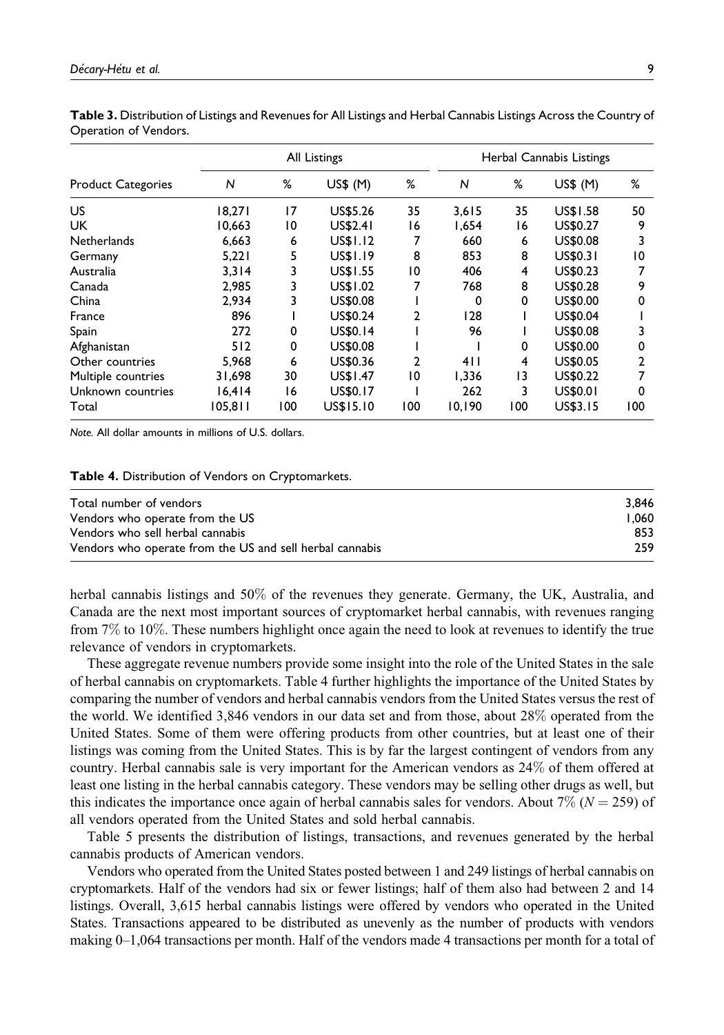**Table 3.** Distribution of Listings and Revenues for All Listings and Herbal Cannabis Listings Across the Country of Operation of Vendors.

| Product Categories | All Listings | | | | Herbal Cannabis Listings | | | |
|---|---|---|---|---|---|---|---|---|
| | N | % | US$ (M) | % | N | % | US$ (M) | % |
| US | 18,271 | 17 | US$5.26 | 35 | 3,615 | 35 | US$1.58 | 50 |
| UK | 10,663 | 10 | US$2.41 | 16 | 1,654 | 16 | US$0.27 | 9 |
| Netherlands | 6,663 | 6 | US$1.12 | 7 | 660 | 6 | US$0.08 | 3 |
| Germany | 5,221 | 5 | US$1.19 | 8 | 853 | 8 | US$0.31 | 10 |
| Australia | 3,314 | 3 | US$1.55 | 10 | 406 | 4 | US$0.23 | 7 |
| Canada | 2,985 | 3 | US$1.02 | 7 | 768 | 8 | US$0.28 | 9 |
| China | 2,934 | 3 | US$0.08 | 1 | 0 | 0 | US$0.00 | 0 |
| France | 896 | 1 | US$0.24 | 2 | 128 | 1 | US$0.04 | 1 |
| Spain | 272 | 0 | US$0.14 | 1 | 96 | 1 | US$0.08 | 3 |
| Afghanistan | 512 | 0 | US$0.08 | 1 | 1 | 0 | US$0.00 | 0 |
| Other countries | 5,968 | 6 | US$0.36 | 2 | 411 | 4 | US$0.05 | 2 |
| Multiple countries | 31,698 | 30 | US$1.47 | 10 | 1,336 | 13 | US$0.22 | 7 |
| Unknown countries | 16,414 | 16 | US$0.17 | 1 | 262 | 3 | US$0.01 | 0 |
| Total | 105,811 | 100 | US$15.10 | 100 | 10,190 | 100 | US$3.15 | 100 |

*Note.* All dollar amounts in millions of U.S. dollars.

**Table 4.** Distribution of Vendors on Cryptomarkets.

| | |
|---|---|
| Total number of vendors | 3,846 |
| Vendors who operate from the US | 1,060 |
| Vendors who sell herbal cannabis | 853 |
| Vendors who operate from the US and sell herbal cannabis | 259 |

herbal cannabis listings and 50% of the revenues they generate. Germany, the UK, Australia, and Canada are the next most important sources of cryptomarket herbal cannabis, with revenues ranging from 7% to 10%. These numbers highlight once again the need to look at revenues to identify the true relevance of vendors in cryptomarkets.

These aggregate revenue numbers provide some insight into the role of the United States in the sale of herbal cannabis on cryptomarkets. Table 4 further highlights the importance of the United States by comparing the number of vendors and herbal cannabis vendors from the United States versus the rest of the world. We identified 3,846 vendors in our data set and from those, about 28% operated from the United States. Some of them were offering products from other countries, but at least one of their listings was coming from the United States. This is by far the largest contingent of vendors from any country. Herbal cannabis sale is very important for the American vendors as 24% of them offered at least one listing in the herbal cannabis category. These vendors may be selling other drugs as well, but this indicates the importance once again of herbal cannabis sales for vendors. About 7% ($N = 259$) of all vendors operated from the United States and sold herbal cannabis.

Table 5 presents the distribution of listings, transactions, and revenues generated by the herbal cannabis products of American vendors.

Vendors who operated from the United States posted between 1 and 249 listings of herbal cannabis on cryptomarkets. Half of the vendors had six or fewer listings; half of them also had between 2 and 14 listings. Overall, 3,615 herbal cannabis listings were offered by vendors who operated in the United States. Transactions appeared to be distributed as unevenly as the number of products with vendors making 0–1,064 transactions per month. Half of the vendors made 4 transactions per month for a total of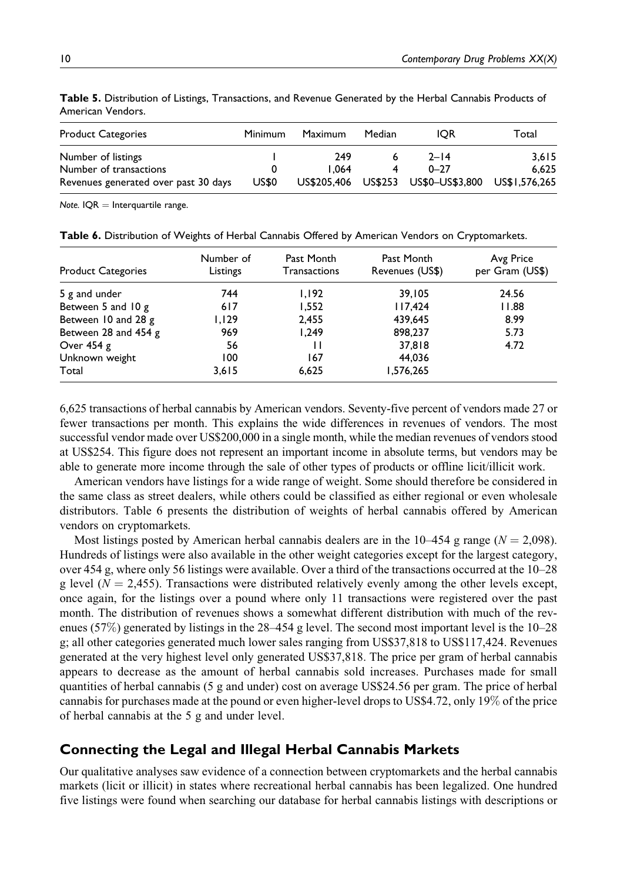**Table 5.** Distribution of Listings, Transactions, and Revenue Generated by the Herbal Cannabis Products of American Vendors.

| Product Categories | Minimum | Maximum | Median | IQR | Total |
|---|---|---|---|---|---|
| Number of listings | 1 | 249 | 6 | 2–14 | 3,615 |
| Number of transactions | 0 | 1,064 | 4 | 0–27 | 6,625 |
| Revenues generated over past 30 days | US$0 | US$205,406 | US$253 | US$0–US$3,800 | US$1,576,265 |

*Note.* IQR = Interquartile range.

**Table 6.** Distribution of Weights of Herbal Cannabis Offered by American Vendors on Cryptomarkets.

| Product Categories | Number of Listings | Past Month Transactions | Past Month Revenues (US$) | Avg Price per Gram (US$) |
|---|---|---|---|---|
| 5 g and under | 744 | 1,192 | 39,105 | 24.56 |
| Between 5 and 10 g | 617 | 1,552 | 117,424 | 11.88 |
| Between 10 and 28 g | 1,129 | 2,455 | 439,645 | 8.99 |
| Between 28 and 454 g | 969 | 1,249 | 898,237 | 5.73 |
| Over 454 g | 56 | 11 | 37,818 | 4.72 |
| Unknown weight | 100 | 167 | 44,036 | |
| Total | 3,615 | 6,625 | 1,576,265 | |

6,625 transactions of herbal cannabis by American vendors. Seventy-five percent of vendors made 27 or fewer transactions per month. This explains the wide differences in revenues of vendors. The most successful vendor made over US$200,000 in a single month, while the median revenues of vendors stood at US$254. This figure does not represent an important income in absolute terms, but vendors may be able to generate more income through the sale of other types of products or offline licit/illicit work.

American vendors have listings for a wide range of weight. Some should therefore be considered in the same class as street dealers, while others could be classified as either regional or even wholesale distributors. Table 6 presents the distribution of weights of herbal cannabis offered by American vendors on cryptomarkets.

Most listings posted by American herbal cannabis dealers are in the 10–454 g range ($N = 2{,}098$). Hundreds of listings were also available in the other weight categories except for the largest category, over 454 g, where only 56 listings were available. Over a third of the transactions occurred at the 10–28 g level ($N = 2{,}455$). Transactions were distributed relatively evenly among the other levels except, once again, for the listings over a pound where only 11 transactions were registered over the past month. The distribution of revenues shows a somewhat different distribution with much of the revenues (57%) generated by listings in the 28–454 g level. The second most important level is the 10–28 g; all other categories generated much lower sales ranging from US$37,818 to US$117,424. Revenues generated at the very highest level only generated US$37,818. The price per gram of herbal cannabis appears to decrease as the amount of herbal cannabis sold increases. Purchases made for small quantities of herbal cannabis (5 g and under) cost on average US$24.56 per gram. The price of herbal cannabis for purchases made at the pound or even higher-level drops to US$4.72, only 19% of the price of herbal cannabis at the 5 g and under level.

## Connecting the Legal and Illegal Herbal Cannabis Markets

Our qualitative analyses saw evidence of a connection between cryptomarkets and the herbal cannabis markets (licit or illicit) in states where recreational herbal cannabis has been legalized. One hundred five listings were found when searching our database for herbal cannabis listings with descriptions or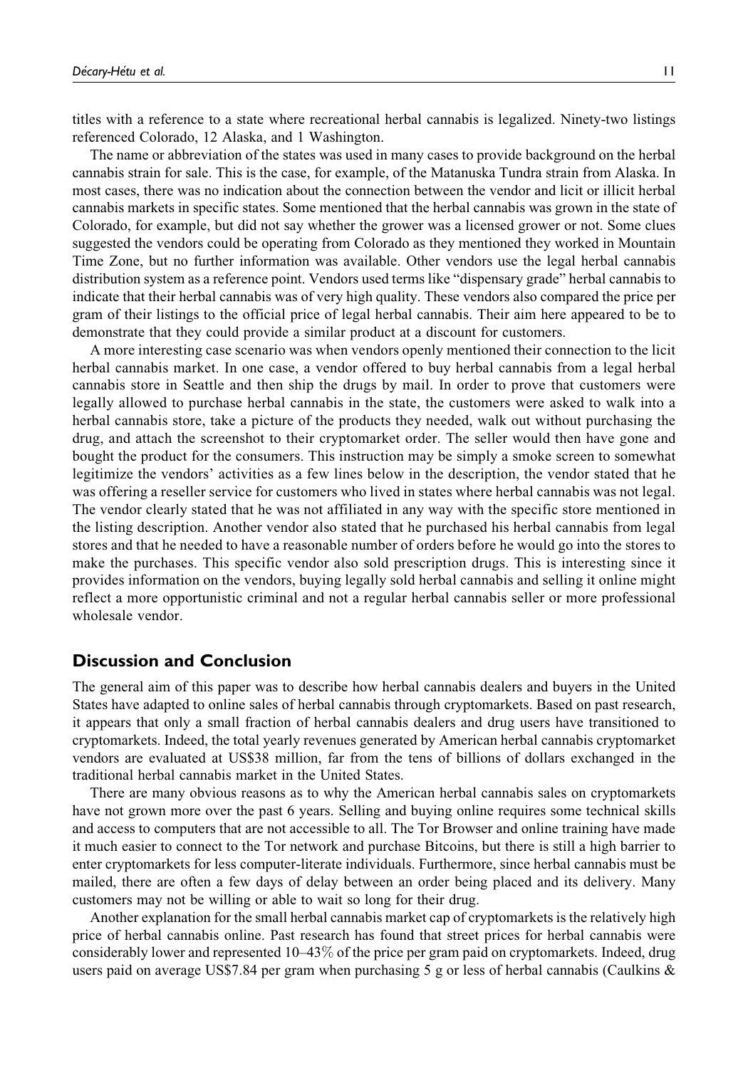titles with a reference to a state where recreational herbal cannabis is legalized. Ninety-two listings referenced Colorado, 12 Alaska, and 1 Washington.

The name or abbreviation of the states was used in many cases to provide background on the herbal cannabis strain for sale. This is the case, for example, of the Matanuska Tundra strain from Alaska. In most cases, there was no indication about the connection between the vendor and licit or illicit herbal cannabis markets in specific states. Some mentioned that the herbal cannabis was grown in the state of Colorado, for example, but did not say whether the grower was a licensed grower or not. Some clues suggested the vendors could be operating from Colorado as they mentioned they worked in Mountain Time Zone, but no further information was available. Other vendors use the legal herbal cannabis distribution system as a reference point. Vendors used terms like "dispensary grade" herbal cannabis to indicate that their herbal cannabis was of very high quality. These vendors also compared the price per gram of their listings to the official price of legal herbal cannabis. Their aim here appeared to be to demonstrate that they could provide a similar product at a discount for customers.

A more interesting case scenario was when vendors openly mentioned their connection to the licit herbal cannabis market. In one case, a vendor offered to buy herbal cannabis from a legal herbal cannabis store in Seattle and then ship the drugs by mail. In order to prove that customers were legally allowed to purchase herbal cannabis in the state, the customers were asked to walk into a herbal cannabis store, take a picture of the products they needed, walk out without purchasing the drug, and attach the screenshot to their cryptomarket order. The seller would then have gone and bought the product for the consumers. This instruction may be simply a smoke screen to somewhat legitimize the vendors' activities as a few lines below in the description, the vendor stated that he was offering a reseller service for customers who lived in states where herbal cannabis was not legal. The vendor clearly stated that he was not affiliated in any way with the specific store mentioned in the listing description. Another vendor also stated that he purchased his herbal cannabis from legal stores and that he needed to have a reasonable number of orders before he would go into the stores to make the purchases. This specific vendor also sold prescription drugs. This is interesting since it provides information on the vendors, buying legally sold herbal cannabis and selling it online might reflect a more opportunistic criminal and not a regular herbal cannabis seller or more professional wholesale vendor.

## Discussion and Conclusion

The general aim of this paper was to describe how herbal cannabis dealers and buyers in the United States have adapted to online sales of herbal cannabis through cryptomarkets. Based on past research, it appears that only a small fraction of herbal cannabis dealers and drug users have transitioned to cryptomarkets. Indeed, the total yearly revenues generated by American herbal cannabis cryptomarket vendors are evaluated at US$38 million, far from the tens of billions of dollars exchanged in the traditional herbal cannabis market in the United States.

There are many obvious reasons as to why the American herbal cannabis sales on cryptomarkets have not grown more over the past 6 years. Selling and buying online requires some technical skills and access to computers that are not accessible to all. The Tor Browser and online training have made it much easier to connect to the Tor network and purchase Bitcoins, but there is still a high barrier to enter cryptomarkets for less computer-literate individuals. Furthermore, since herbal cannabis must be mailed, there are often a few days of delay between an order being placed and its delivery. Many customers may not be willing or able to wait so long for their drug.

Another explanation for the small herbal cannabis market cap of cryptomarkets is the relatively high price of herbal cannabis online. Past research has found that street prices for herbal cannabis were considerably lower and represented 10–43% of the price per gram paid on cryptomarkets. Indeed, drug users paid on average US$7.84 per gram when purchasing 5 g or less of herbal cannabis (Caulkins &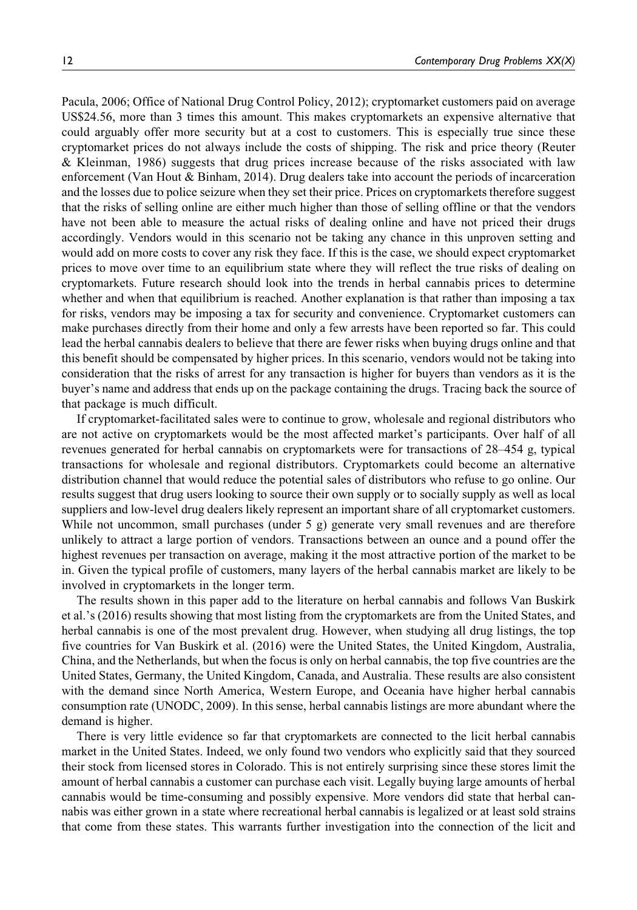Pacula, 2006; Office of National Drug Control Policy, 2012); cryptomarket customers paid on average US$24.56, more than 3 times this amount. This makes cryptomarkets an expensive alternative that could arguably offer more security but at a cost to customers. This is especially true since these cryptomarket prices do not always include the costs of shipping. The risk and price theory (Reuter & Kleinman, 1986) suggests that drug prices increase because of the risks associated with law enforcement (Van Hout & Binham, 2014). Drug dealers take into account the periods of incarceration and the losses due to police seizure when they set their price. Prices on cryptomarkets therefore suggest that the risks of selling online are either much higher than those of selling offline or that the vendors have not been able to measure the actual risks of dealing online and have not priced their drugs accordingly. Vendors would in this scenario not be taking any chance in this unproven setting and would add on more costs to cover any risk they face. If this is the case, we should expect cryptomarket prices to move over time to an equilibrium state where they will reflect the true risks of dealing on cryptomarkets. Future research should look into the trends in herbal cannabis prices to determine whether and when that equilibrium is reached. Another explanation is that rather than imposing a tax for risks, vendors may be imposing a tax for security and convenience. Cryptomarket customers can make purchases directly from their home and only a few arrests have been reported so far. This could lead the herbal cannabis dealers to believe that there are fewer risks when buying drugs online and that this benefit should be compensated by higher prices. In this scenario, vendors would not be taking into consideration that the risks of arrest for any transaction is higher for buyers than vendors as it is the buyer's name and address that ends up on the package containing the drugs. Tracing back the source of that package is much difficult.

If cryptomarket-facilitated sales were to continue to grow, wholesale and regional distributors who are not active on cryptomarkets would be the most affected market's participants. Over half of all revenues generated for herbal cannabis on cryptomarkets were for transactions of 28–454 g, typical transactions for wholesale and regional distributors. Cryptomarkets could become an alternative distribution channel that would reduce the potential sales of distributors who refuse to go online. Our results suggest that drug users looking to source their own supply or to socially supply as well as local suppliers and low-level drug dealers likely represent an important share of all cryptomarket customers. While not uncommon, small purchases (under 5 g) generate very small revenues and are therefore unlikely to attract a large portion of vendors. Transactions between an ounce and a pound offer the highest revenues per transaction on average, making it the most attractive portion of the market to be in. Given the typical profile of customers, many layers of the herbal cannabis market are likely to be involved in cryptomarkets in the longer term.

The results shown in this paper add to the literature on herbal cannabis and follows Van Buskirk et al.'s (2016) results showing that most listing from the cryptomarkets are from the United States, and herbal cannabis is one of the most prevalent drug. However, when studying all drug listings, the top five countries for Van Buskirk et al. (2016) were the United States, the United Kingdom, Australia, China, and the Netherlands, but when the focus is only on herbal cannabis, the top five countries are the United States, Germany, the United Kingdom, Canada, and Australia. These results are also consistent with the demand since North America, Western Europe, and Oceania have higher herbal cannabis consumption rate (UNODC, 2009). In this sense, herbal cannabis listings are more abundant where the demand is higher.

There is very little evidence so far that cryptomarkets are connected to the licit herbal cannabis market in the United States. Indeed, we only found two vendors who explicitly said that they sourced their stock from licensed stores in Colorado. This is not entirely surprising since these stores limit the amount of herbal cannabis a customer can purchase each visit. Legally buying large amounts of herbal cannabis would be time-consuming and possibly expensive. More vendors did state that herbal cannabis was either grown in a state where recreational herbal cannabis is legalized or at least sold strains that come from these states. This warrants further investigation into the connection of the licit and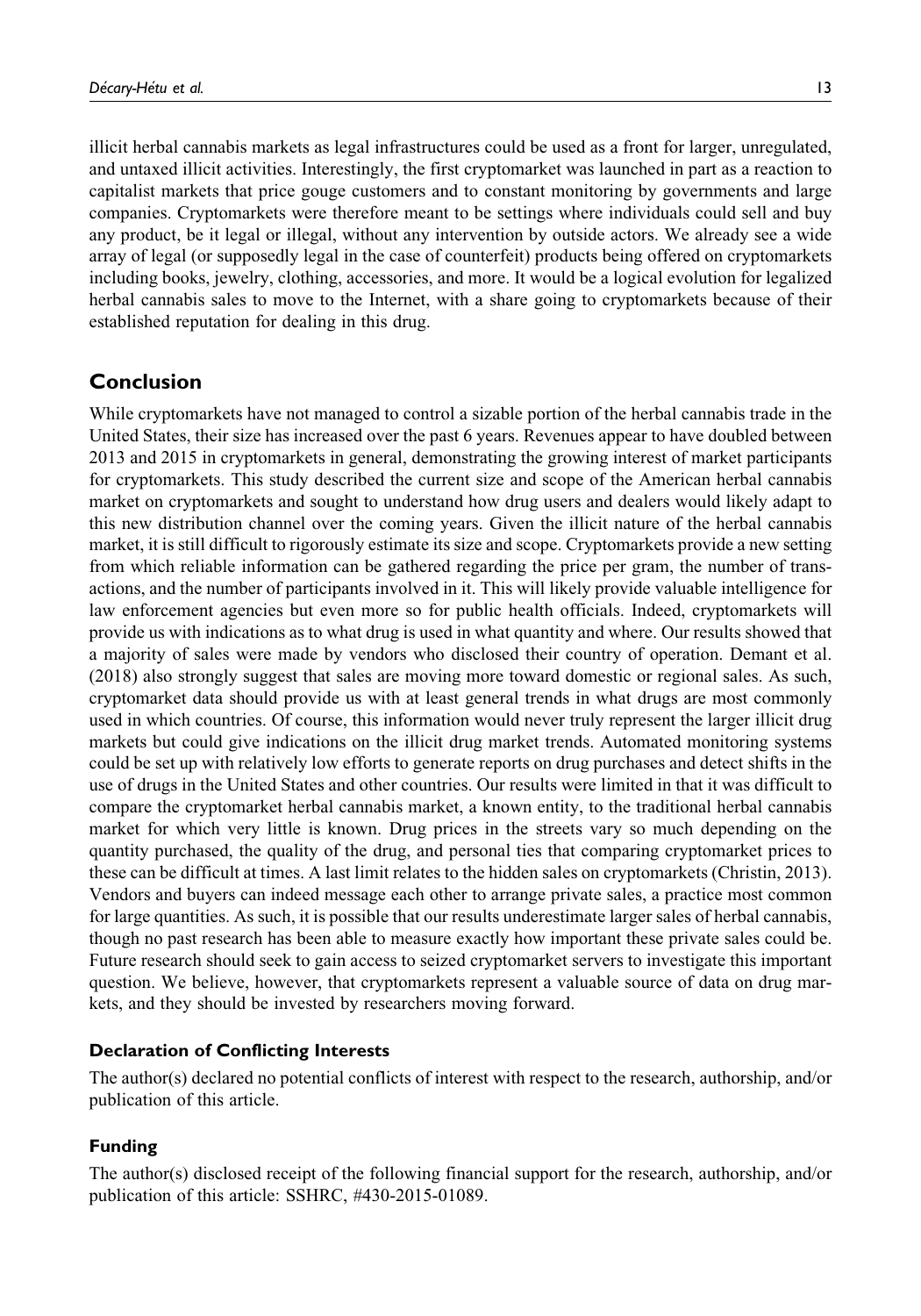illicit herbal cannabis markets as legal infrastructures could be used as a front for larger, unregulated, and untaxed illicit activities. Interestingly, the first cryptomarket was launched in part as a reaction to capitalist markets that price gouge customers and to constant monitoring by governments and large companies. Cryptomarkets were therefore meant to be settings where individuals could sell and buy any product, be it legal or illegal, without any intervention by outside actors. We already see a wide array of legal (or supposedly legal in the case of counterfeit) products being offered on cryptomarkets including books, jewelry, clothing, accessories, and more. It would be a logical evolution for legalized herbal cannabis sales to move to the Internet, with a share going to cryptomarkets because of their established reputation for dealing in this drug.

## Conclusion

While cryptomarkets have not managed to control a sizable portion of the herbal cannabis trade in the United States, their size has increased over the past 6 years. Revenues appear to have doubled between 2013 and 2015 in cryptomarkets in general, demonstrating the growing interest of market participants for cryptomarkets. This study described the current size and scope of the American herbal cannabis market on cryptomarkets and sought to understand how drug users and dealers would likely adapt to this new distribution channel over the coming years. Given the illicit nature of the herbal cannabis market, it is still difficult to rigorously estimate its size and scope. Cryptomarkets provide a new setting from which reliable information can be gathered regarding the price per gram, the number of transactions, and the number of participants involved in it. This will likely provide valuable intelligence for law enforcement agencies but even more so for public health officials. Indeed, cryptomarkets will provide us with indications as to what drug is used in what quantity and where. Our results showed that a majority of sales were made by vendors who disclosed their country of operation. Demant et al. (2018) also strongly suggest that sales are moving more toward domestic or regional sales. As such, cryptomarket data should provide us with at least general trends in what drugs are most commonly used in which countries. Of course, this information would never truly represent the larger illicit drug markets but could give indications on the illicit drug market trends. Automated monitoring systems could be set up with relatively low efforts to generate reports on drug purchases and detect shifts in the use of drugs in the United States and other countries. Our results were limited in that it was difficult to compare the cryptomarket herbal cannabis market, a known entity, to the traditional herbal cannabis market for which very little is known. Drug prices in the streets vary so much depending on the quantity purchased, the quality of the drug, and personal ties that comparing cryptomarket prices to these can be difficult at times. A last limit relates to the hidden sales on cryptomarkets (Christin, 2013). Vendors and buyers can indeed message each other to arrange private sales, a practice most common for large quantities. As such, it is possible that our results underestimate larger sales of herbal cannabis, though no past research has been able to measure exactly how important these private sales could be. Future research should seek to gain access to seized cryptomarket servers to investigate this important question. We believe, however, that cryptomarkets represent a valuable source of data on drug markets, and they should be invested by researchers moving forward.

### Declaration of Conflicting Interests

The author(s) declared no potential conflicts of interest with respect to the research, authorship, and/or publication of this article.

### Funding

The author(s) disclosed receipt of the following financial support for the research, authorship, and/or publication of this article: SSHRC, #430-2015-01089.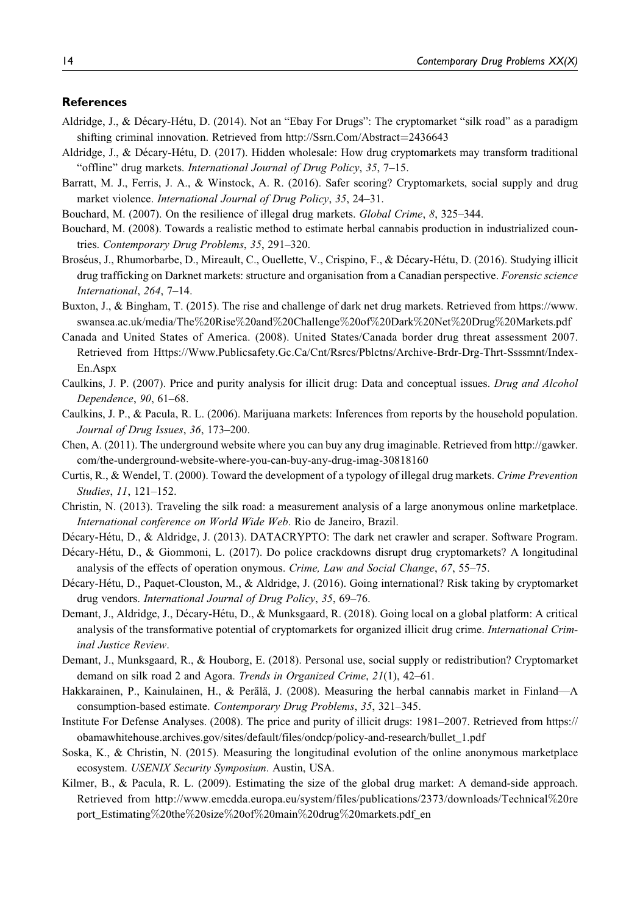## References

Aldridge, J., & Décary-Hétu, D. (2014). Not an "Ebay For Drugs": The cryptomarket "silk road" as a paradigm shifting criminal innovation. Retrieved from http://Ssrn.Com/Abstract=2436643

Aldridge, J., & Décary-Hétu, D. (2017). Hidden wholesale: How drug cryptomarkets may transform traditional "offline" drug markets. *International Journal of Drug Policy*, *35*, 7–15.

Barratt, M. J., Ferris, J. A., & Winstock, A. R. (2016). Safer scoring? Cryptomarkets, social supply and drug market violence. *International Journal of Drug Policy*, *35*, 24–31.

Bouchard, M. (2007). On the resilience of illegal drug markets. *Global Crime*, *8*, 325–344.

Bouchard, M. (2008). Towards a realistic method to estimate herbal cannabis production in industrialized countries. *Contemporary Drug Problems*, *35*, 291–320.

Broséus, J., Rhumorbarbe, D., Mireault, C., Ouellette, V., Crispino, F., & Décary-Hétu, D. (2016). Studying illicit drug trafficking on Darknet markets: structure and organisation from a Canadian perspective. *Forensic science International*, *264*, 7–14.

Buxton, J., & Bingham, T. (2015). The rise and challenge of dark net drug markets. Retrieved from https://www.swansea.ac.uk/media/The%20Rise%20and%20Challenge%20of%20Dark%20Net%20Drug%20Markets.pdf

Canada and United States of America. (2008). United States/Canada border drug threat assessment 2007. Retrieved from Https://Www.Publicsafety.Gc.Ca/Cnt/Rsrcs/Pblctns/Archive-Brdr-Drg-Thrt-Ssssmnt/Index-En.Aspx

Caulkins, J. P. (2007). Price and purity analysis for illicit drug: Data and conceptual issues. *Drug and Alcohol Dependence*, *90*, 61–68.

Caulkins, J. P., & Pacula, R. L. (2006). Marijuana markets: Inferences from reports by the household population. *Journal of Drug Issues*, *36*, 173–200.

Chen, A. (2011). The underground website where you can buy any drug imaginable. Retrieved from http://gawker.com/the-underground-website-where-you-can-buy-any-drug-imag-30818160

Curtis, R., & Wendel, T. (2000). Toward the development of a typology of illegal drug markets. *Crime Prevention Studies*, *11*, 121–152.

Christin, N. (2013). Traveling the silk road: a measurement analysis of a large anonymous online marketplace. *International conference on World Wide Web*. Rio de Janeiro, Brazil.

Décary-Hétu, D., & Aldridge, J. (2013). DATACRYPTO: The dark net crawler and scraper. Software Program.

Décary-Hétu, D., & Giommoni, L. (2017). Do police crackdowns disrupt drug cryptomarkets? A longitudinal analysis of the effects of operation onymous. *Crime, Law and Social Change*, *67*, 55–75.

Décary-Hétu, D., Paquet-Clouston, M., & Aldridge, J. (2016). Going international? Risk taking by cryptomarket drug vendors. *International Journal of Drug Policy*, *35*, 69–76.

Demant, J., Aldridge, J., Décary-Hétu, D., & Munksgaard, R. (2018). Going local on a global platform: A critical analysis of the transformative potential of cryptomarkets for organized illicit drug crime. *International Criminal Justice Review*.

Demant, J., Munksgaard, R., & Houborg, E. (2018). Personal use, social supply or redistribution? Cryptomarket demand on silk road 2 and Agora. *Trends in Organized Crime*, *21*(1), 42–61.

Hakkarainen, P., Kainulainen, H., & Perälä, J. (2008). Measuring the herbal cannabis market in Finland—A consumption-based estimate. *Contemporary Drug Problems*, *35*, 321–345.

Institute For Defense Analyses. (2008). The price and purity of illicit drugs: 1981–2007. Retrieved from https://obamawhitehouse.archives.gov/sites/default/files/ondcp/policy-and-research/bullet_1.pdf

Soska, K., & Christin, N. (2015). Measuring the longitudinal evolution of the online anonymous marketplace ecosystem. *USENIX Security Symposium*. Austin, USA.

Kilmer, B., & Pacula, R. L. (2009). Estimating the size of the global drug market: A demand-side approach. Retrieved from http://www.emcdda.europa.eu/system/files/publications/2373/downloads/Technical%20report_Estimating%20the%20size%20of%20main%20drug%20markets.pdf_en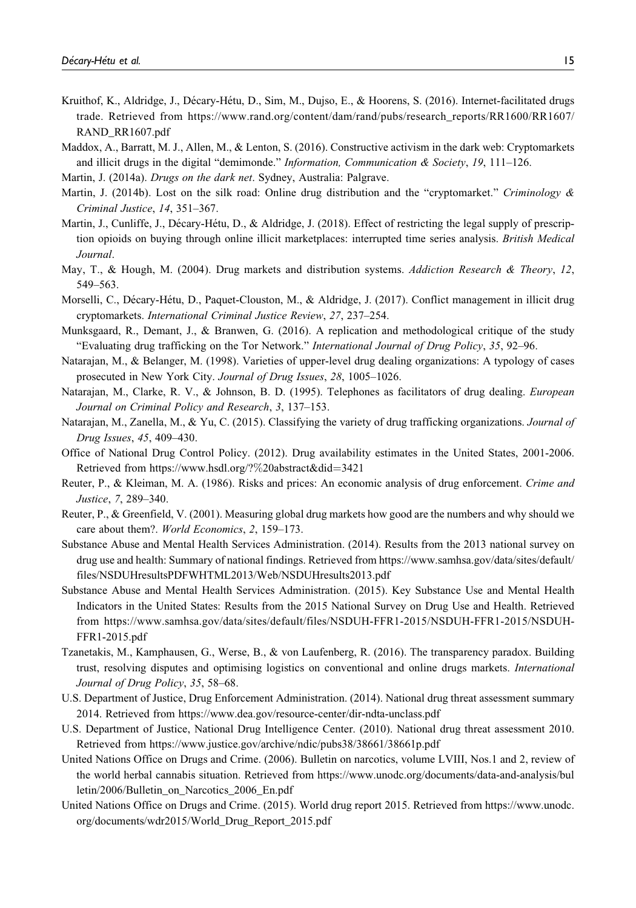Kruithof, K., Aldridge, J., Décary-Hétu, D., Sim, M., Dujso, E., & Hoorens, S. (2016). Internet-facilitated drugs trade. Retrieved from https://www.rand.org/content/dam/rand/pubs/research_reports/RR1600/RR1607/RAND_RR1607.pdf

Maddox, A., Barratt, M. J., Allen, M., & Lenton, S. (2016). Constructive activism in the dark web: Cryptomarkets and illicit drugs in the digital "demimonde." *Information, Communication & Society*, *19*, 111–126.

Martin, J. (2014a). *Drugs on the dark net*. Sydney, Australia: Palgrave.

Martin, J. (2014b). Lost on the silk road: Online drug distribution and the "cryptomarket." *Criminology & Criminal Justice*, *14*, 351–367.

Martin, J., Cunliffe, J., Décary-Hétu, D., & Aldridge, J. (2018). Effect of restricting the legal supply of prescription opioids on buying through online illicit marketplaces: interrupted time series analysis. *British Medical Journal*.

May, T., & Hough, M. (2004). Drug markets and distribution systems. *Addiction Research & Theory*, *12*, 549–563.

Morselli, C., Décary-Hétu, D., Paquet-Clouston, M., & Aldridge, J. (2017). Conflict management in illicit drug cryptomarkets. *International Criminal Justice Review*, *27*, 237–254.

Munksgaard, R., Demant, J., & Branwen, G. (2016). A replication and methodological critique of the study "Evaluating drug trafficking on the Tor Network." *International Journal of Drug Policy*, *35*, 92–96.

Natarajan, M., & Belanger, M. (1998). Varieties of upper-level drug dealing organizations: A typology of cases prosecuted in New York City. *Journal of Drug Issues*, *28*, 1005–1026.

Natarajan, M., Clarke, R. V., & Johnson, B. D. (1995). Telephones as facilitators of drug dealing. *European Journal on Criminal Policy and Research*, *3*, 137–153.

Natarajan, M., Zanella, M., & Yu, C. (2015). Classifying the variety of drug trafficking organizations. *Journal of Drug Issues*, *45*, 409–430.

Office of National Drug Control Policy. (2012). Drug availability estimates in the United States, 2001-2006. Retrieved from https://www.hsdl.org/?%20abstract&did=3421

Reuter, P., & Kleiman, M. A. (1986). Risks and prices: An economic analysis of drug enforcement. *Crime and Justice*, *7*, 289–340.

Reuter, P., & Greenfield, V. (2001). Measuring global drug markets how good are the numbers and why should we care about them?. *World Economics*, *2*, 159–173.

Substance Abuse and Mental Health Services Administration. (2014). Results from the 2013 national survey on drug use and health: Summary of national findings. Retrieved from https://www.samhsa.gov/data/sites/default/files/NSDUHresultsPDFWHTML2013/Web/NSDUHresults2013.pdf

Substance Abuse and Mental Health Services Administration. (2015). Key Substance Use and Mental Health Indicators in the United States: Results from the 2015 National Survey on Drug Use and Health. Retrieved from https://www.samhsa.gov/data/sites/default/files/NSDUH-FFR1-2015/NSDUH-FFR1-2015/NSDUH-FFR1-2015.pdf

Tzanetakis, M., Kamphausen, G., Werse, B., & von Laufenberg, R. (2016). The transparency paradox. Building trust, resolving disputes and optimising logistics on conventional and online drugs markets. *International Journal of Drug Policy*, *35*, 58–68.

U.S. Department of Justice, Drug Enforcement Administration. (2014). National drug threat assessment summary 2014. Retrieved from https://www.dea.gov/resource-center/dir-ndta-unclass.pdf

U.S. Department of Justice, National Drug Intelligence Center. (2010). National drug threat assessment 2010. Retrieved from https://www.justice.gov/archive/ndic/pubs38/38661/38661p.pdf

United Nations Office on Drugs and Crime. (2006). Bulletin on narcotics, volume LVIII, Nos.1 and 2, review of the world herbal cannabis situation. Retrieved from https://www.unodc.org/documents/data-and-analysis/bulletin/2006/Bulletin_on_Narcotics_2006_En.pdf

United Nations Office on Drugs and Crime. (2015). World drug report 2015. Retrieved from https://www.unodc.org/documents/wdr2015/World_Drug_Report_2015.pdf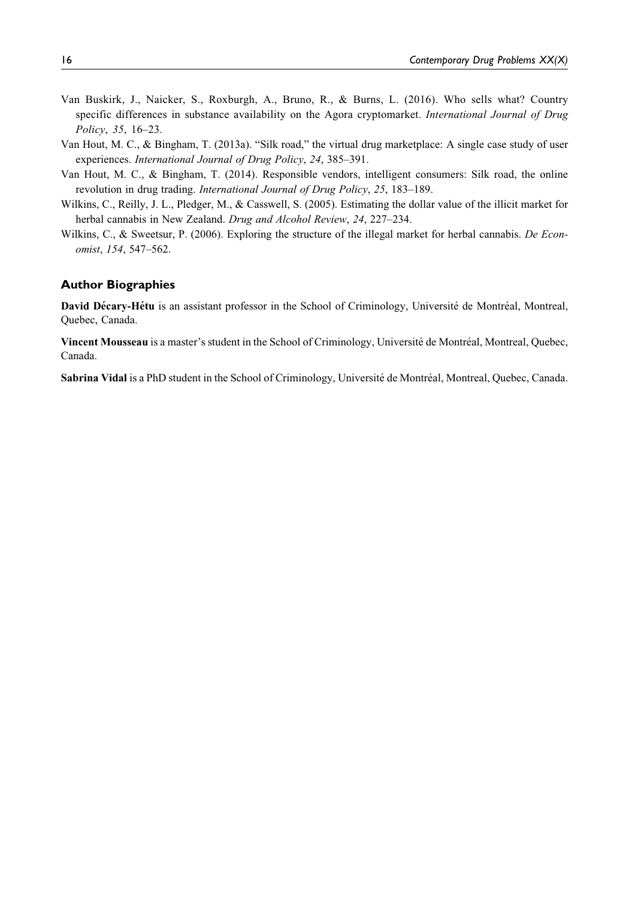Van Buskirk, J., Naicker, S., Roxburgh, A., Bruno, R., & Burns, L. (2016). Who sells what? Country specific differences in substance availability on the Agora cryptomarket. *International Journal of Drug Policy*, *35*, 16–23.

Van Hout, M. C., & Bingham, T. (2013a). "Silk road," the virtual drug marketplace: A single case study of user experiences. *International Journal of Drug Policy*, *24*, 385–391.

Van Hout, M. C., & Bingham, T. (2014). Responsible vendors, intelligent consumers: Silk road, the online revolution in drug trading. *International Journal of Drug Policy*, *25*, 183–189.

Wilkins, C., Reilly, J. L., Pledger, M., & Casswell, S. (2005). Estimating the dollar value of the illicit market for herbal cannabis in New Zealand. *Drug and Alcohol Review*, *24*, 227–234.

Wilkins, C., & Sweetsur, P. (2006). Exploring the structure of the illegal market for herbal cannabis. *De Economist*, *154*, 547–562.

## Author Biographies

**David Décary-Hétu** is an assistant professor in the School of Criminology, Université de Montréal, Montreal, Quebec, Canada.

**Vincent Mousseau** is a master's student in the School of Criminology, Université de Montréal, Montreal, Quebec, Canada.

**Sabrina Vidal** is a PhD student in the School of Criminology, Université de Montréal, Montreal, Quebec, Canada.